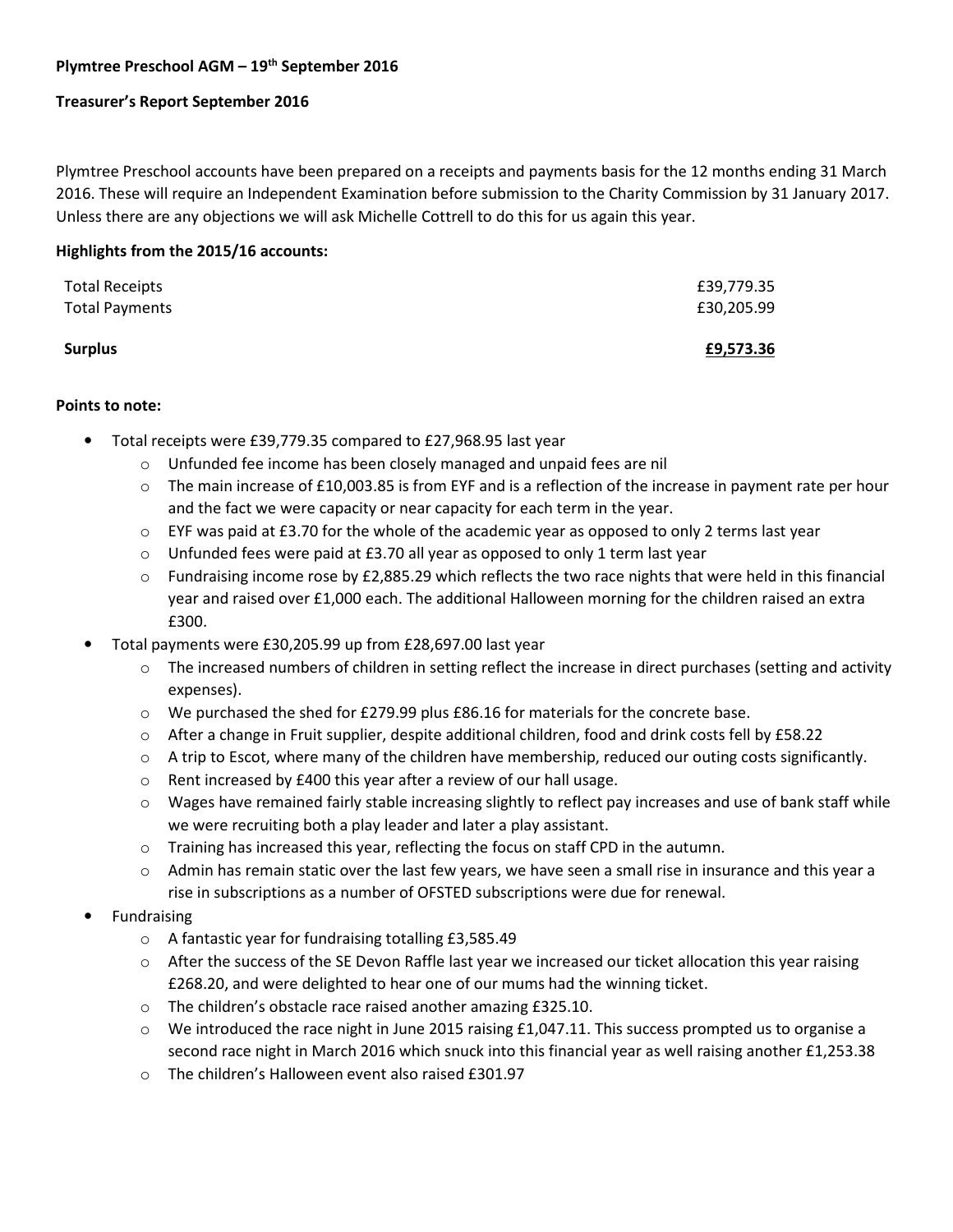**Plymtree Preschool AGM – 19th September 2016**

**Treasurer's Report September 2016**

Plymtree Preschool accounts have been prepared on a receipts and payments basis for the 12 months ending 31 March 2016. These will require an Independent Examination before submission to the Charity Commission by 31 January 2017. Unless there are any objections we will ask Michelle Cottrell to do this for us again this year.

**Highlights from the 2015/16 accounts:**

| | |
|---|---|
| Total Receipts | £39,779.35 |
| Total Payments | £30,205.99 |
| **Surplus** | **£9,573.36** |

**Points to note:**

- Total receipts were £39,779.35 compared to £27,968.95 last year
  - Unfunded fee income has been closely managed and unpaid fees are nil
  - The main increase of £10,003.85 is from EYF and is a reflection of the increase in payment rate per hour and the fact we were capacity or near capacity for each term in the year.
  - EYF was paid at £3.70 for the whole of the academic year as opposed to only 2 terms last year
  - Unfunded fees were paid at £3.70 all year as opposed to only 1 term last year
  - Fundraising income rose by £2,885.29 which reflects the two race nights that were held in this financial year and raised over £1,000 each. The additional Halloween morning for the children raised an extra £300.
- Total payments were £30,205.99 up from £28,697.00 last year
  - The increased numbers of children in setting reflect the increase in direct purchases (setting and activity expenses).
  - We purchased the shed for £279.99 plus £86.16 for materials for the concrete base.
  - After a change in Fruit supplier, despite additional children, food and drink costs fell by £58.22
  - A trip to Escot, where many of the children have membership, reduced our outing costs significantly.
  - Rent increased by £400 this year after a review of our hall usage.
  - Wages have remained fairly stable increasing slightly to reflect pay increases and use of bank staff while we were recruiting both a play leader and later a play assistant.
  - Training has increased this year, reflecting the focus on staff CPD in the autumn.
  - Admin has remain static over the last few years, we have seen a small rise in insurance and this year a rise in subscriptions as a number of OFSTED subscriptions were due for renewal.
- Fundraising
  - A fantastic year for fundraising totalling £3,585.49
  - After the success of the SE Devon Raffle last year we increased our ticket allocation this year raising £268.20, and were delighted to hear one of our mums had the winning ticket.
  - The children's obstacle race raised another amazing £325.10.
  - We introduced the race night in June 2015 raising £1,047.11. This success prompted us to organise a second race night in March 2016 which snuck into this financial year as well raising another £1,253.38
  - The children's Halloween event also raised £301.97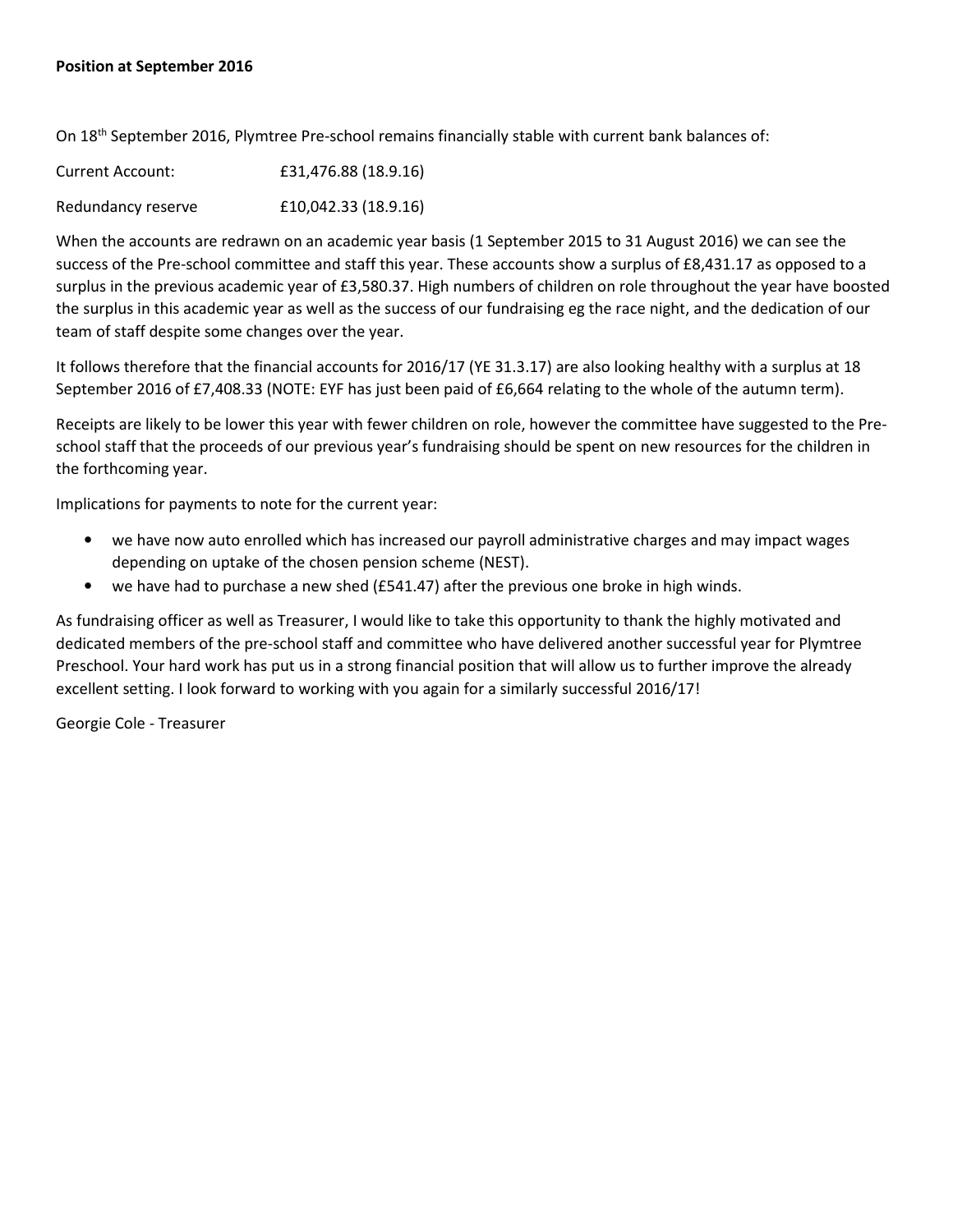**Position at September 2016**

On 18th September 2016, Plymtree Pre-school remains financially stable with current bank balances of:

Current Account: £31,476.88 (18.9.16)

Redundancy reserve £10,042.33 (18.9.16)

When the accounts are redrawn on an academic year basis (1 September 2015 to 31 August 2016) we can see the success of the Pre-school committee and staff this year. These accounts show a surplus of £8,431.17 as opposed to a surplus in the previous academic year of £3,580.37. High numbers of children on role throughout the year have boosted the surplus in this academic year as well as the success of our fundraising eg the race night, and the dedication of our team of staff despite some changes over the year.

It follows therefore that the financial accounts for 2016/17 (YE 31.3.17) are also looking healthy with a surplus at 18 September 2016 of £7,408.33 (NOTE: EYF has just been paid of £6,664 relating to the whole of the autumn term).

Receipts are likely to be lower this year with fewer children on role, however the committee have suggested to the Pre-school staff that the proceeds of our previous year's fundraising should be spent on new resources for the children in the forthcoming year.

Implications for payments to note for the current year:

- we have now auto enrolled which has increased our payroll administrative charges and may impact wages depending on uptake of the chosen pension scheme (NEST).
- we have had to purchase a new shed (£541.47) after the previous one broke in high winds.

As fundraising officer as well as Treasurer, I would like to take this opportunity to thank the highly motivated and dedicated members of the pre-school staff and committee who have delivered another successful year for Plymtree Preschool. Your hard work has put us in a strong financial position that will allow us to further improve the already excellent setting. I look forward to working with you again for a similarly successful 2016/17!

Georgie Cole - Treasurer